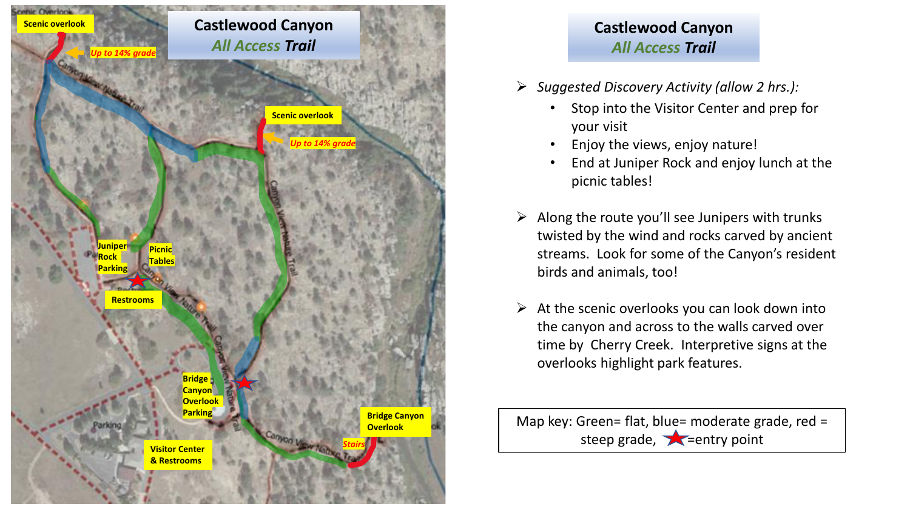# Castlewood Canyon
## *All Access* ***Trail***

Scenic overlook

*Up to 14% grade*

Canyon View Nature Trail

Scenic overlook

*Up to 14% grade*

Juniper Rock Parking

Picnic Tables

Restrooms

Bridge Canyon Overlook Parking

Visitor Center & Restrooms

Bridge Canyon Overlook

*Stairs*

# Castlewood Canyon
## *All Access* ***Trail***

- *Suggested Discovery Activity (allow 2 hrs.):*
  - Stop into the Visitor Center and prep for your visit
  - Enjoy the views, enjoy nature!
  - End at Juniper Rock and enjoy lunch at the picnic tables!
- Along the route you'll see Junipers with trunks twisted by the wind and rocks carved by ancient streams. Look for some of the Canyon's resident birds and animals, too!
- At the scenic overlooks you can look down into the canyon and across to the walls carved over time by Cherry Creek. Interpretive signs at the overlooks highlight park features.

Map key: Green= flat, blue= moderate grade, red = steep grade, ★=entry point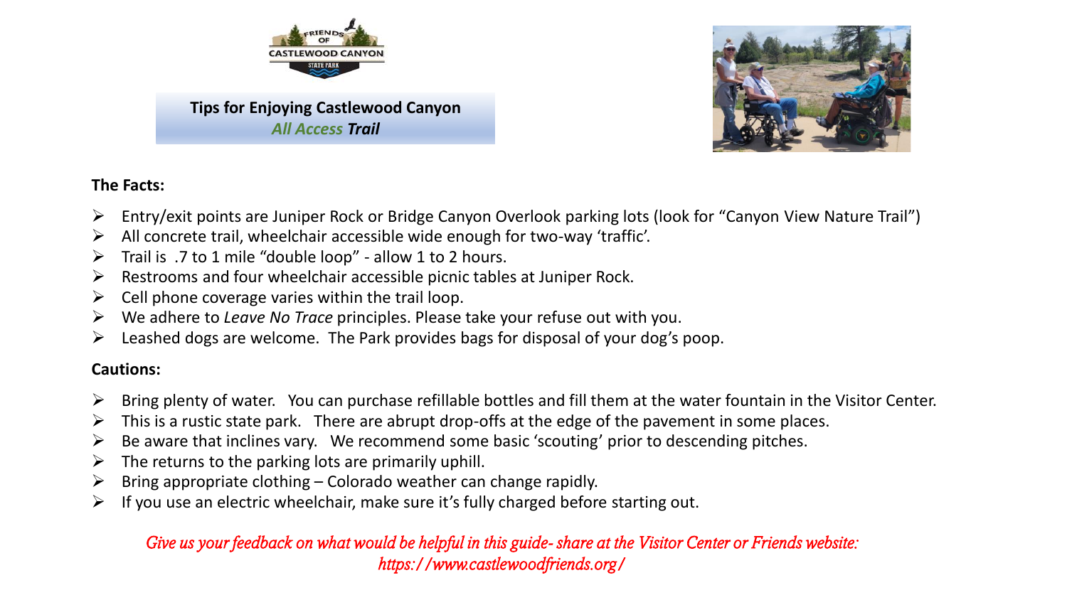FRIENDS OF CASTLEWOOD CANYON STATE PARK

**Tips for Enjoying Castlewood Canyon**
***All Access Trail***

**The Facts:**

- Entry/exit points are Juniper Rock or Bridge Canyon Overlook parking lots (look for "Canyon View Nature Trail")
- All concrete trail, wheelchair accessible wide enough for two-way 'traffic'.
- Trail is .7 to 1 mile "double loop" - allow 1 to 2 hours.
- Restrooms and four wheelchair accessible picnic tables at Juniper Rock.
- Cell phone coverage varies within the trail loop.
- We adhere to *Leave No Trace* principles. Please take your refuse out with you.
- Leashed dogs are welcome. The Park provides bags for disposal of your dog's poop.

**Cautions:**

- Bring plenty of water. You can purchase refillable bottles and fill them at the water fountain in the Visitor Center.
- This is a rustic state park. There are abrupt drop-offs at the edge of the pavement in some places.
- Be aware that inclines vary. We recommend some basic 'scouting' prior to descending pitches.
- The returns to the parking lots are primarily uphill.
- Bring appropriate clothing – Colorado weather can change rapidly.
- If you use an electric wheelchair, make sure it's fully charged before starting out.

*Give us your feedback on what would be helpful in this guide- share at the Visitor Center or Friends website: https://www.castlewoodfriends.org/*